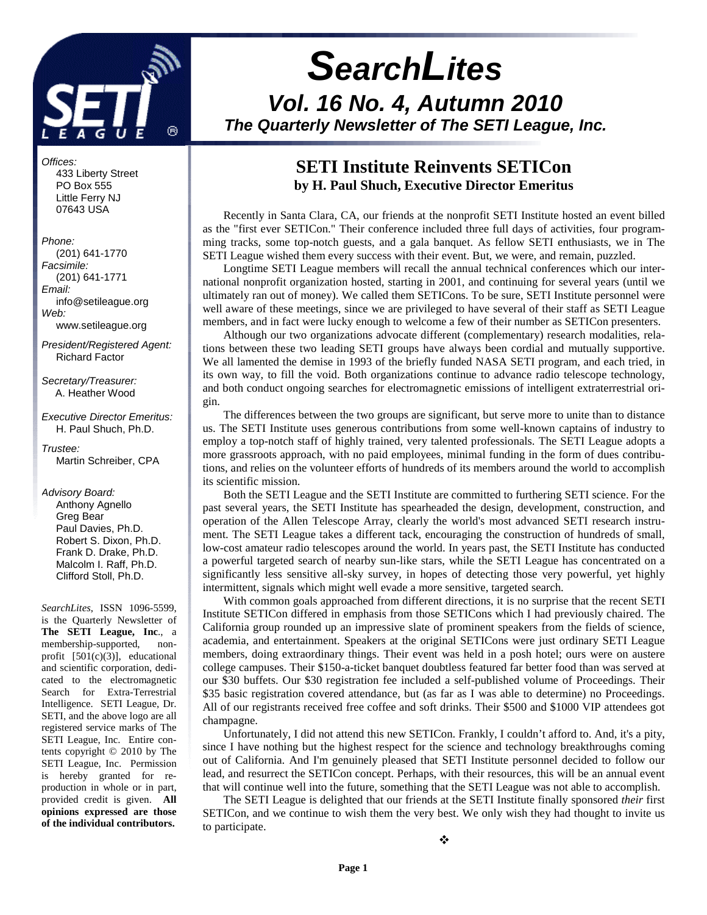# SearchLites

## Vol. 16 No. 4, Autumn 2010

### The Quarterly Newsletter of The SETI League, Inc.

*Offices:*
433 Liberty Street
PO Box 555
Little Ferry NJ
07643 USA

*Phone:*
(201) 641-1770
*Facsimile:*
(201) 641-1771
*Email:*
info@setileague.org
*Web:*
www.setileague.org

*President/Registered Agent:*
Richard Factor

*Secretary/Treasurer:*
A. Heather Wood

*Executive Director Emeritus:*
H. Paul Shuch, Ph.D.

*Trustee:*
Martin Schreiber, CPA

*Advisory Board:*
Anthony Agnello
Greg Bear
Paul Davies, Ph.D.
Robert S. Dixon, Ph.D.
Frank D. Drake, Ph.D.
Malcolm I. Raff, Ph.D.
Clifford Stoll, Ph.D.

*SearchLites*, ISSN 1096-5599, is the Quarterly Newsletter of **The SETI League, Inc**., a membership-supported, non-profit [501(c)(3)], educational and scientific corporation, dedicated to the electromagnetic Search for Extra-Terrestrial Intelligence. SETI League, Dr. SETI, and the above logo are all registered service marks of The SETI League, Inc. Entire contents copyright © 2010 by The SETI League, Inc. Permission is hereby granted for reproduction in whole or in part, provided credit is given. **All opinions expressed are those of the individual contributors.**

## SETI Institute Reinvents SETICon

**by H. Paul Shuch, Executive Director Emeritus**

Recently in Santa Clara, CA, our friends at the nonprofit SETI Institute hosted an event billed as the "first ever SETICon." Their conference included three full days of activities, four programming tracks, some top-notch guests, and a gala banquet. As fellow SETI enthusiasts, we in The SETI League wished them every success with their event. But, we were, and remain, puzzled.

Longtime SETI League members will recall the annual technical conferences which our international nonprofit organization hosted, starting in 2001, and continuing for several years (until we ultimately ran out of money). We called them SETICons. To be sure, SETI Institute personnel were well aware of these meetings, since we are privileged to have several of their staff as SETI League members, and in fact were lucky enough to welcome a few of their number as SETICon presenters.

Although our two organizations advocate different (complementary) research modalities, relations between these two leading SETI groups have always been cordial and mutually supportive. We all lamented the demise in 1993 of the briefly funded NASA SETI program, and each tried, in its own way, to fill the void. Both organizations continue to advance radio telescope technology, and both conduct ongoing searches for electromagnetic emissions of intelligent extraterrestrial origin.

The differences between the two groups are significant, but serve more to unite than to distance us. The SETI Institute uses generous contributions from some well-known captains of industry to employ a top-notch staff of highly trained, very talented professionals. The SETI League adopts a more grassroots approach, with no paid employees, minimal funding in the form of dues contributions, and relies on the volunteer efforts of hundreds of its members around the world to accomplish its scientific mission.

Both the SETI League and the SETI Institute are committed to furthering SETI science. For the past several years, the SETI Institute has spearheaded the design, development, construction, and operation of the Allen Telescope Array, clearly the world's most advanced SETI research instrument. The SETI League takes a different tack, encouraging the construction of hundreds of small, low-cost amateur radio telescopes around the world. In years past, the SETI Institute has conducted a powerful targeted search of nearby sun-like stars, while the SETI League has concentrated on a significantly less sensitive all-sky survey, in hopes of detecting those very powerful, yet highly intermittent, signals which might well evade a more sensitive, targeted search.

With common goals approached from different directions, it is no surprise that the recent SETI Institute SETICon differed in emphasis from those SETICons which I had previously chaired. The California group rounded up an impressive slate of prominent speakers from the fields of science, academia, and entertainment. Speakers at the original SETICons were just ordinary SETI League members, doing extraordinary things. Their event was held in a posh hotel; ours were on austere college campuses. Their $150-a-ticket banquet doubtless featured far better food than was served at our $30 buffets. Our $30 registration fee included a self-published volume of Proceedings. Their $35 basic registration covered attendance, but (as far as I was able to determine) no Proceedings. All of our registrants received free coffee and soft drinks. Their $500 and $1000 VIP attendees got champagne.

Unfortunately, I did not attend this new SETICon. Frankly, I couldn't afford to. And, it's a pity, since I have nothing but the highest respect for the science and technology breakthroughs coming out of California. And I'm genuinely pleased that SETI Institute personnel decided to follow our lead, and resurrect the SETICon concept. Perhaps, with their resources, this will be an annual event that will continue well into the future, something that the SETI League was not able to accomplish.

The SETI League is delighted that our friends at the SETI Institute finally sponsored *their* first SETICon, and we continue to wish them the very best. We only wish they had thought to invite us to participate.

❖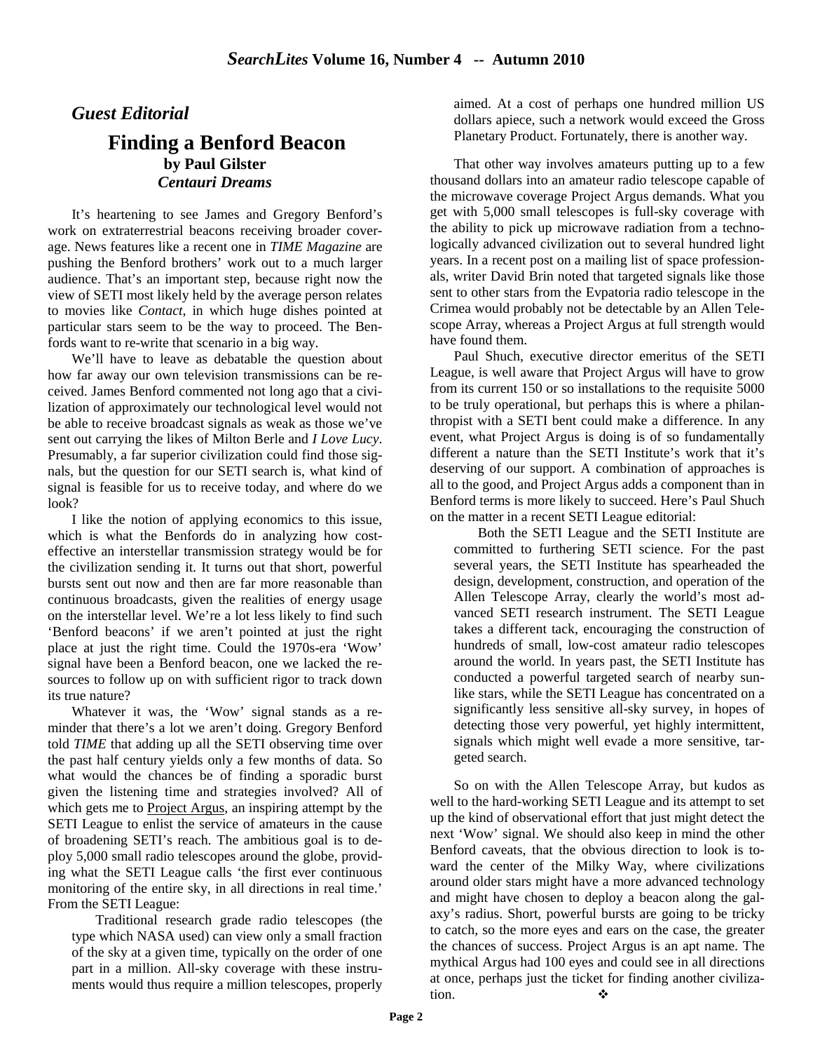## *Guest Editorial*

# Finding a Benford Beacon

**by Paul Gilster**
***Centauri Dreams***

It's heartening to see James and Gregory Benford's work on extraterrestrial beacons receiving broader coverage. News features like a recent one in *TIME Magazine* are pushing the Benford brothers' work out to a much larger audience. That's an important step, because right now the view of SETI most likely held by the average person relates to movies like *Contact*, in which huge dishes pointed at particular stars seem to be the way to proceed. The Benfords want to re-write that scenario in a big way.

We'll have to leave as debatable the question about how far away our own television transmissions can be received. James Benford commented not long ago that a civilization of approximately our technological level would not be able to receive broadcast signals as weak as those we've sent out carrying the likes of Milton Berle and *I Love Lucy*. Presumably, a far superior civilization could find those signals, but the question for our SETI search is, what kind of signal is feasible for us to receive today, and where do we look?

I like the notion of applying economics to this issue, which is what the Benfords do in analyzing how cost-effective an interstellar transmission strategy would be for the civilization sending it. It turns out that short, powerful bursts sent out now and then are far more reasonable than continuous broadcasts, given the realities of energy usage on the interstellar level. We're a lot less likely to find such 'Benford beacons' if we aren't pointed at just the right place at just the right time. Could the 1970s-era 'Wow' signal have been a Benford beacon, one we lacked the resources to follow up on with sufficient rigor to track down its true nature?

Whatever it was, the 'Wow' signal stands as a reminder that there's a lot we aren't doing. Gregory Benford told *TIME* that adding up all the SETI observing time over the past half century yields only a few months of data. So what would the chances be of finding a sporadic burst given the listening time and strategies involved? All of which gets me to Project Argus, an inspiring attempt by the SETI League to enlist the service of amateurs in the cause of broadening SETI's reach. The ambitious goal is to deploy 5,000 small radio telescopes around the globe, providing what the SETI League calls 'the first ever continuous monitoring of the entire sky, in all directions in real time.' From the SETI League:

> Traditional research grade radio telescopes (the type which NASA used) can view only a small fraction of the sky at a given time, typically on the order of one part in a million. All-sky coverage with these instruments would thus require a million telescopes, properly aimed. At a cost of perhaps one hundred million US dollars apiece, such a network would exceed the Gross Planetary Product. Fortunately, there is another way.

That other way involves amateurs putting up to a few thousand dollars into an amateur radio telescope capable of the microwave coverage Project Argus demands. What you get with 5,000 small telescopes is full-sky coverage with the ability to pick up microwave radiation from a technologically advanced civilization out to several hundred light years. In a recent post on a mailing list of space professionals, writer David Brin noted that targeted signals like those sent to other stars from the Evpatoria radio telescope in the Crimea would probably not be detectable by an Allen Telescope Array, whereas a Project Argus at full strength would have found them.

Paul Shuch, executive director emeritus of the SETI League, is well aware that Project Argus will have to grow from its current 150 or so installations to the requisite 5000 to be truly operational, but perhaps this is where a philanthropist with a SETI bent could make a difference. In any event, what Project Argus is doing is of so fundamentally different a nature than the SETI Institute's work that it's deserving of our support. A combination of approaches is all to the good, and Project Argus adds a component than in Benford terms is more likely to succeed. Here's Paul Shuch on the matter in a recent SETI League editorial:

> Both the SETI League and the SETI Institute are committed to furthering SETI science. For the past several years, the SETI Institute has spearheaded the design, development, construction, and operation of the Allen Telescope Array, clearly the world's most advanced SETI research instrument. The SETI League takes a different tack, encouraging the construction of hundreds of small, low-cost amateur radio telescopes around the world. In years past, the SETI Institute has conducted a powerful targeted search of nearby sun-like stars, while the SETI League has concentrated on a significantly less sensitive all-sky survey, in hopes of detecting those very powerful, yet highly intermittent, signals which might well evade a more sensitive, targeted search.

So on with the Allen Telescope Array, but kudos as well to the hard-working SETI League and its attempt to set up the kind of observational effort that just might detect the next 'Wow' signal. We should also keep in mind the other Benford caveats, that the obvious direction to look is toward the center of the Milky Way, where civilizations around older stars might have a more advanced technology and might have chosen to deploy a beacon along the galaxy's radius. Short, powerful bursts are going to be tricky to catch, so the more eyes and ears on the case, the greater the chances of success. Project Argus is an apt name. The mythical Argus had 100 eyes and could see in all directions at once, perhaps just the ticket for finding another civilization. ❖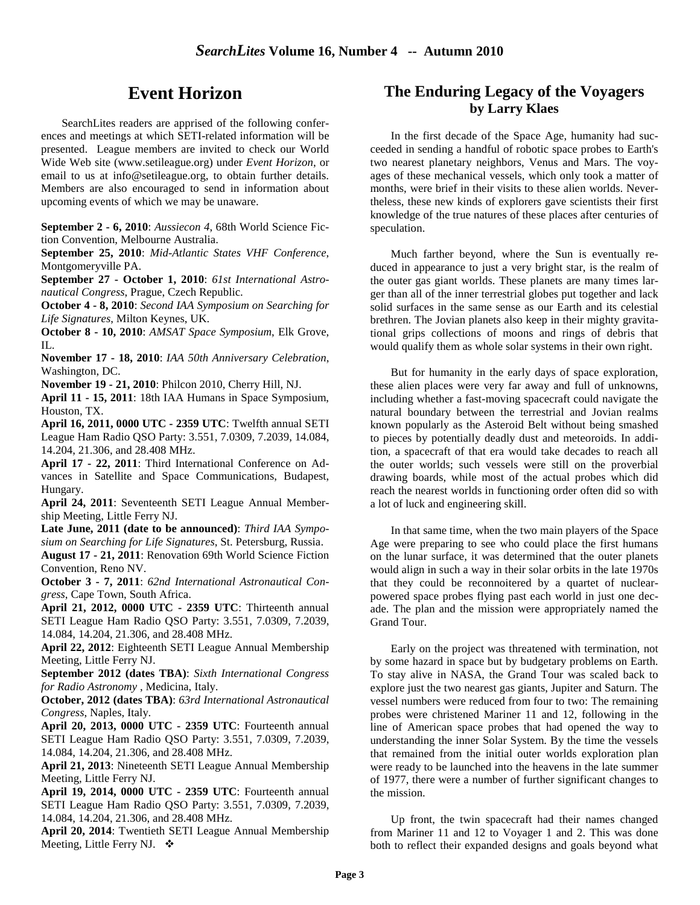## Event Horizon

SearchLites readers are apprised of the following conferences and meetings at which SETI-related information will be presented. League members are invited to check our World Wide Web site (www.setileague.org) under *Event Horizon*, or email to us at info@setileague.org, to obtain further details. Members are also encouraged to send in information about upcoming events of which we may be unaware.

**September 2 - 6, 2010**: *Aussiecon 4*, 68th World Science Fiction Convention, Melbourne Australia.

**September 25, 2010**: *Mid-Atlantic States VHF Conference*, Montgomeryville PA.

**September 27 - October 1, 2010**: *61st International Astronautical Congress*, Prague, Czech Republic.

**October 4 - 8, 2010**: *Second IAA Symposium on Searching for Life Signatures*, Milton Keynes, UK.

**October 8 - 10, 2010**: *AMSAT Space Symposium*, Elk Grove, IL.

**November 17 - 18, 2010**: *IAA 50th Anniversary Celebration*, Washington, DC.

**November 19 - 21, 2010**: Philcon 2010, Cherry Hill, NJ.

**April 11 - 15, 2011**: 18th IAA Humans in Space Symposium, Houston, TX.

**April 16, 2011, 0000 UTC - 2359 UTC**: Twelfth annual SETI League Ham Radio QSO Party: 3.551, 7.0309, 7.2039, 14.084, 14.204, 21.306, and 28.408 MHz.

**April 17 - 22, 2011**: Third International Conference on Advances in Satellite and Space Communications, Budapest, Hungary.

**April 24, 2011**: Seventeenth SETI League Annual Membership Meeting, Little Ferry NJ.

**Late June, 2011 (date to be announced)**: *Third IAA Symposium on Searching for Life Signatures*, St. Petersburg, Russia.

**August 17 - 21, 2011**: Renovation 69th World Science Fiction Convention, Reno NV.

**October 3 - 7, 2011**: *62nd International Astronautical Congress*, Cape Town, South Africa.

**April 21, 2012, 0000 UTC - 2359 UTC**: Thirteenth annual SETI League Ham Radio QSO Party: 3.551, 7.0309, 7.2039, 14.084, 14.204, 21.306, and 28.408 MHz.

**April 22, 2012**: Eighteenth SETI League Annual Membership Meeting, Little Ferry NJ.

**September 2012 (dates TBA)**: *Sixth International Congress for Radio Astronomy* , Medicina, Italy.

**October, 2012 (dates TBA)**: *63rd International Astronautical Congress*, Naples, Italy.

**April 20, 2013, 0000 UTC - 2359 UTC**: Fourteenth annual SETI League Ham Radio QSO Party: 3.551, 7.0309, 7.2039, 14.084, 14.204, 21.306, and 28.408 MHz.

**April 21, 2013**: Nineteenth SETI League Annual Membership Meeting, Little Ferry NJ.

**April 19, 2014, 0000 UTC - 2359 UTC**: Fourteenth annual SETI League Ham Radio QSO Party: 3.551, 7.0309, 7.2039, 14.084, 14.204, 21.306, and 28.408 MHz.

**April 20, 2014**: Twentieth SETI League Annual Membership Meeting, Little Ferry NJ. ❖

## The Enduring Legacy of the Voyagers
### by Larry Klaes

In the first decade of the Space Age, humanity had succeeded in sending a handful of robotic space probes to Earth's two nearest planetary neighbors, Venus and Mars. The voyages of these mechanical vessels, which only took a matter of months, were brief in their visits to these alien worlds. Nevertheless, these new kinds of explorers gave scientists their first knowledge of the true natures of these places after centuries of speculation.

Much farther beyond, where the Sun is eventually reduced in appearance to just a very bright star, is the realm of the outer gas giant worlds. These planets are many times larger than all of the inner terrestrial globes put together and lack solid surfaces in the same sense as our Earth and its celestial brethren. The Jovian planets also keep in their mighty gravitational grips collections of moons and rings of debris that would qualify them as whole solar systems in their own right.

But for humanity in the early days of space exploration, these alien places were very far away and full of unknowns, including whether a fast-moving spacecraft could navigate the natural boundary between the terrestrial and Jovian realms known popularly as the Asteroid Belt without being smashed to pieces by potentially deadly dust and meteoroids. In addition, a spacecraft of that era would take decades to reach all the outer worlds; such vessels were still on the proverbial drawing boards, while most of the actual probes which did reach the nearest worlds in functioning order often did so with a lot of luck and engineering skill.

In that same time, when the two main players of the Space Age were preparing to see who could place the first humans on the lunar surface, it was determined that the outer planets would align in such a way in their solar orbits in the late 1970s that they could be reconnoitered by a quartet of nuclear-powered space probes flying past each world in just one decade. The plan and the mission were appropriately named the Grand Tour.

Early on the project was threatened with termination, not by some hazard in space but by budgetary problems on Earth. To stay alive in NASA, the Grand Tour was scaled back to explore just the two nearest gas giants, Jupiter and Saturn. The vessel numbers were reduced from four to two: The remaining probes were christened Mariner 11 and 12, following in the line of American space probes that had opened the way to understanding the inner Solar System. By the time the vessels that remained from the initial outer worlds exploration plan were ready to be launched into the heavens in the late summer of 1977, there were a number of further significant changes to the mission.

Up front, the twin spacecraft had their names changed from Mariner 11 and 12 to Voyager 1 and 2. This was done both to reflect their expanded designs and goals beyond what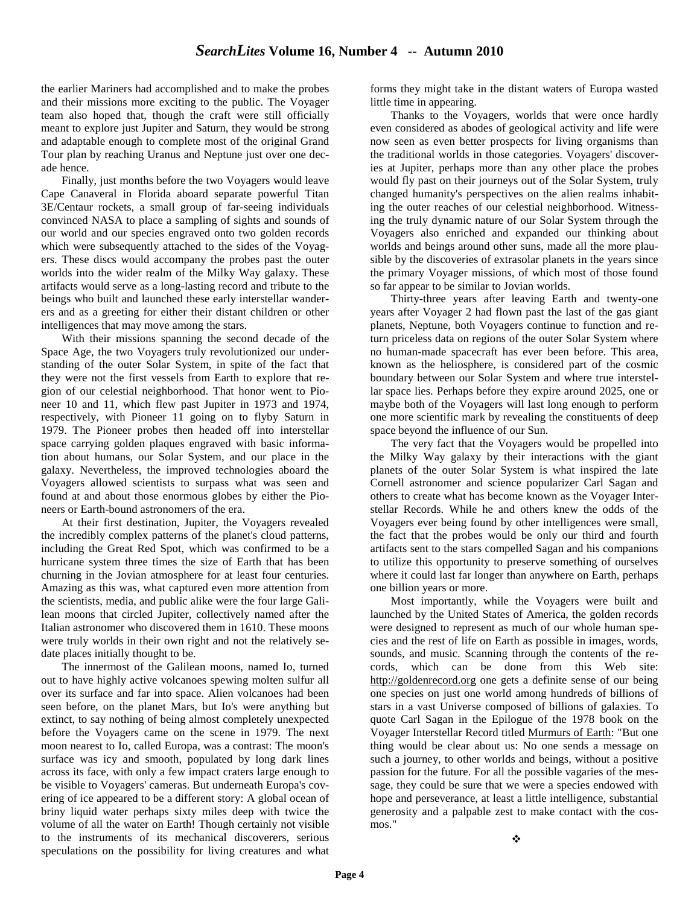the earlier Mariners had accomplished and to make the probes and their missions more exciting to the public. The Voyager team also hoped that, though the craft were still officially meant to explore just Jupiter and Saturn, they would be strong and adaptable enough to complete most of the original Grand Tour plan by reaching Uranus and Neptune just over one decade hence.

Finally, just months before the two Voyagers would leave Cape Canaveral in Florida aboard separate powerful Titan 3E/Centaur rockets, a small group of far-seeing individuals convinced NASA to place a sampling of sights and sounds of our world and our species engraved onto two golden records which were subsequently attached to the sides of the Voyagers. These discs would accompany the probes past the outer worlds into the wider realm of the Milky Way galaxy. These artifacts would serve as a long-lasting record and tribute to the beings who built and launched these early interstellar wanderers and as a greeting for either their distant children or other intelligences that may move among the stars.

With their missions spanning the second decade of the Space Age, the two Voyagers truly revolutionized our understanding of the outer Solar System, in spite of the fact that they were not the first vessels from Earth to explore that region of our celestial neighborhood. That honor went to Pioneer 10 and 11, which flew past Jupiter in 1973 and 1974, respectively, with Pioneer 11 going on to flyby Saturn in 1979. The Pioneer probes then headed off into interstellar space carrying golden plaques engraved with basic information about humans, our Solar System, and our place in the galaxy. Nevertheless, the improved technologies aboard the Voyagers allowed scientists to surpass what was seen and found at and about those enormous globes by either the Pioneers or Earth-bound astronomers of the era.

At their first destination, Jupiter, the Voyagers revealed the incredibly complex patterns of the planet's cloud patterns, including the Great Red Spot, which was confirmed to be a hurricane system three times the size of Earth that has been churning in the Jovian atmosphere for at least four centuries. Amazing as this was, what captured even more attention from the scientists, media, and public alike were the four large Galilean moons that circled Jupiter, collectively named after the Italian astronomer who discovered them in 1610. These moons were truly worlds in their own right and not the relatively sedate places initially thought to be.

The innermost of the Galilean moons, named Io, turned out to have highly active volcanoes spewing molten sulfur all over its surface and far into space. Alien volcanoes had been seen before, on the planet Mars, but Io's were anything but extinct, to say nothing of being almost completely unexpected before the Voyagers came on the scene in 1979. The next moon nearest to Io, called Europa, was a contrast: The moon's surface was icy and smooth, populated by long dark lines across its face, with only a few impact craters large enough to be visible to Voyagers' cameras. But underneath Europa's covering of ice appeared to be a different story: A global ocean of briny liquid water perhaps sixty miles deep with twice the volume of all the water on Earth! Though certainly not visible to the instruments of its mechanical discoverers, serious speculations on the possibility for living creatures and what forms they might take in the distant waters of Europa wasted little time in appearing.

Thanks to the Voyagers, worlds that were once hardly even considered as abodes of geological activity and life were now seen as even better prospects for living organisms than the traditional worlds in those categories. Voyagers' discoveries at Jupiter, perhaps more than any other place the probes would fly past on their journeys out of the Solar System, truly changed humanity's perspectives on the alien realms inhabiting the outer reaches of our celestial neighborhood. Witnessing the truly dynamic nature of our Solar System through the Voyagers also enriched and expanded our thinking about worlds and beings around other suns, made all the more plausible by the discoveries of extrasolar planets in the years since the primary Voyager missions, of which most of those found so far appear to be similar to Jovian worlds.

Thirty-three years after leaving Earth and twenty-one years after Voyager 2 had flown past the last of the gas giant planets, Neptune, both Voyagers continue to function and return priceless data on regions of the outer Solar System where no human-made spacecraft has ever been before. This area, known as the heliosphere, is considered part of the cosmic boundary between our Solar System and where true interstellar space lies. Perhaps before they expire around 2025, one or maybe both of the Voyagers will last long enough to perform one more scientific mark by revealing the constituents of deep space beyond the influence of our Sun.

The very fact that the Voyagers would be propelled into the Milky Way galaxy by their interactions with the giant planets of the outer Solar System is what inspired the late Cornell astronomer and science popularizer Carl Sagan and others to create what has become known as the Voyager Interstellar Records. While he and others knew the odds of the Voyagers ever being found by other intelligences were small, the fact that the probes would be only our third and fourth artifacts sent to the stars compelled Sagan and his companions to utilize this opportunity to preserve something of ourselves where it could last far longer than anywhere on Earth, perhaps one billion years or more.

Most importantly, while the Voyagers were built and launched by the United States of America, the golden records were designed to represent as much of our whole human species and the rest of life on Earth as possible in images, words, sounds, and music. Scanning through the contents of the records, which can be done from this Web site: http://goldenrecord.org one gets a definite sense of our being one species on just one world among hundreds of billions of stars in a vast Universe composed of billions of galaxies. To quote Carl Sagan in the Epilogue of the 1978 book on the Voyager Interstellar Record titled Murmurs of Earth: "But one thing would be clear about us: No one sends a message on such a journey, to other worlds and beings, without a positive passion for the future. For all the possible vagaries of the message, they could be sure that we were a species endowed with hope and perseverance, at least a little intelligence, substantial generosity and a palpable zest to make contact with the cosmos."

❖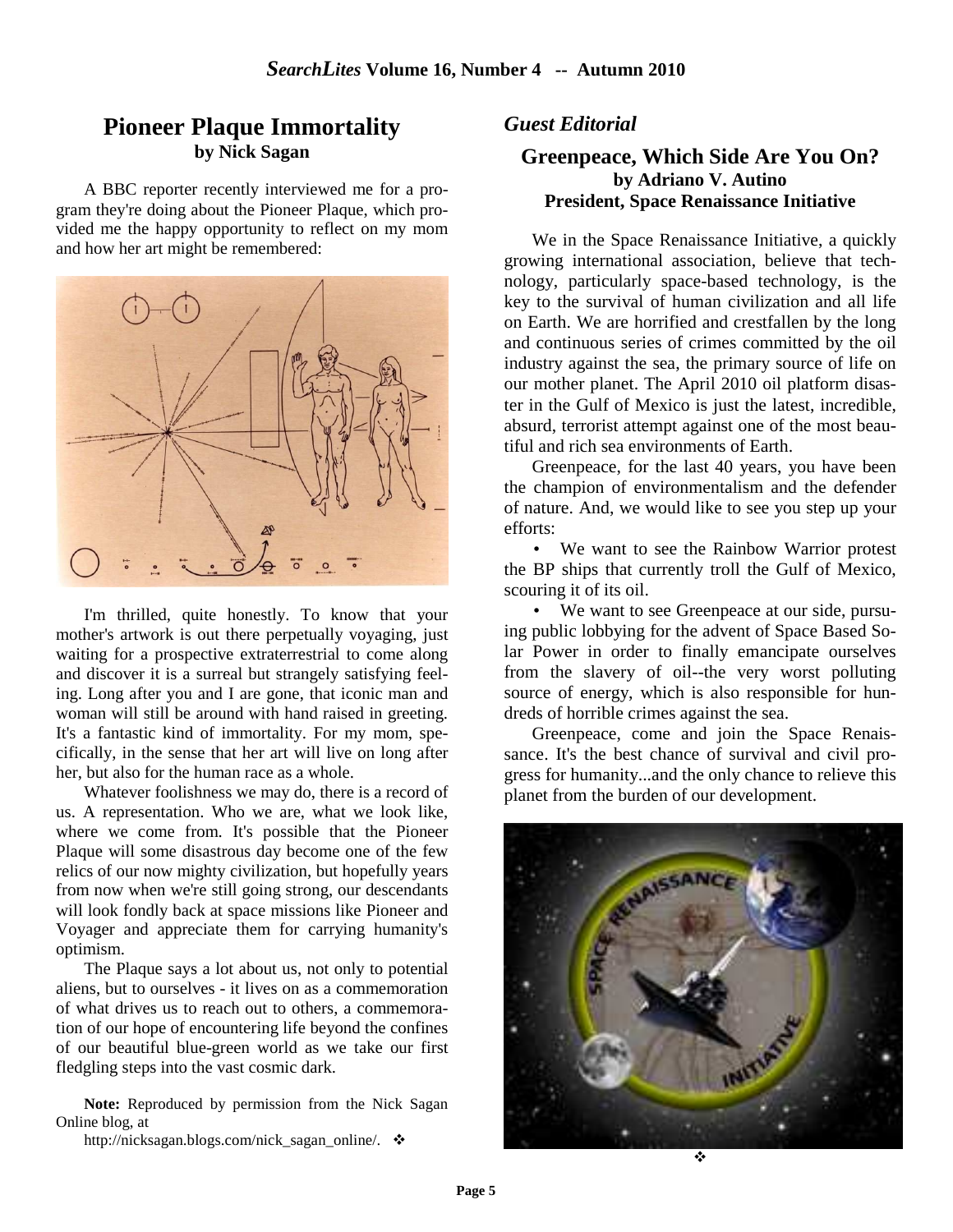## Pioneer Plaque Immortality

**by Nick Sagan**

A BBC reporter recently interviewed me for a program they're doing about the Pioneer Plaque, which provided me the happy opportunity to reflect on my mom and how her art might be remembered:

I'm thrilled, quite honestly. To know that your mother's artwork is out there perpetually voyaging, just waiting for a prospective extraterrestrial to come along and discover it is a surreal but strangely satisfying feeling. Long after you and I are gone, that iconic man and woman will still be around with hand raised in greeting. It's a fantastic kind of immortality. For my mom, specifically, in the sense that her art will live on long after her, but also for the human race as a whole.

Whatever foolishness we may do, there is a record of us. A representation. Who we are, what we look like, where we come from. It's possible that the Pioneer Plaque will some disastrous day become one of the few relics of our now mighty civilization, but hopefully years from now when we're still going strong, our descendants will look fondly back at space missions like Pioneer and Voyager and appreciate them for carrying humanity's optimism.

The Plaque says a lot about us, not only to potential aliens, but to ourselves - it lives on as a commemoration of what drives us to reach out to others, a commemoration of our hope of encountering life beyond the confines of our beautiful blue-green world as we take our first fledgling steps into the vast cosmic dark.

**Note:** Reproduced by permission from the Nick Sagan Online blog, at http://nicksagan.blogs.com/nick_sagan_online/. ❖

## *Guest Editorial*

### Greenpeace, Which Side Are You On?

**by Adriano V. Autino**
**President, Space Renaissance Initiative**

We in the Space Renaissance Initiative, a quickly growing international association, believe that technology, particularly space-based technology, is the key to the survival of human civilization and all life on Earth. We are horrified and crestfallen by the long and continuous series of crimes committed by the oil industry against the sea, the primary source of life on our mother planet. The April 2010 oil platform disaster in the Gulf of Mexico is just the latest, incredible, absurd, terrorist attempt against one of the most beautiful and rich sea environments of Earth.

Greenpeace, for the last 40 years, you have been the champion of environmentalism and the defender of nature. And, we would like to see you step up your efforts:

- We want to see the Rainbow Warrior protest the BP ships that currently troll the Gulf of Mexico, scouring it of its oil.
- We want to see Greenpeace at our side, pursuing public lobbying for the advent of Space Based Solar Power in order to finally emancipate ourselves from the slavery of oil--the very worst polluting source of energy, which is also responsible for hundreds of horrible crimes against the sea.

Greenpeace, come and join the Space Renaissance. It's the best chance of survival and civil progress for humanity...and the only chance to relieve this planet from the burden of our development.

❖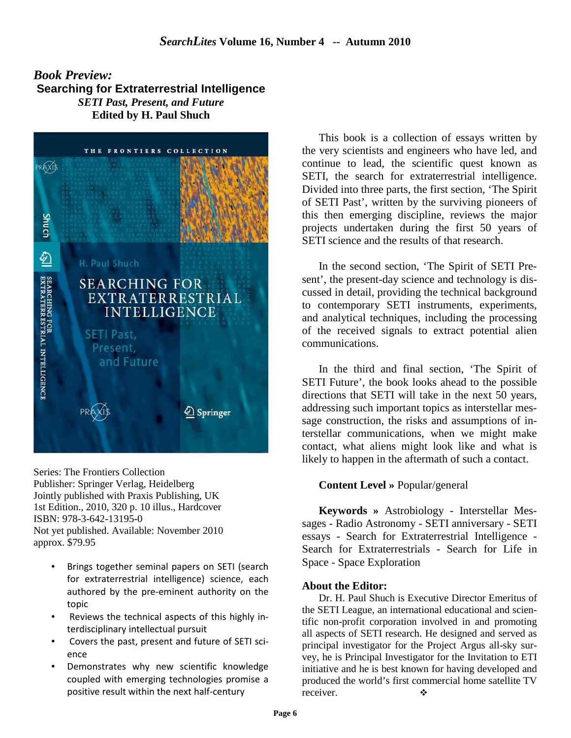## *Book Preview:*

### Searching for Extraterrestrial Intelligence

***SETI Past, Present, and Future***

**Edited by H. Paul Shuch**

Series: The Frontiers Collection
Publisher: Springer Verlag, Heidelberg
Jointly published with Praxis Publishing, UK
1st Edition., 2010, 320 p. 10 illus., Hardcover
ISBN: 978-3-642-13195-0
Not yet published. Available: November 2010
approx. $79.95

- Brings together seminal papers on SETI (search for extraterrestrial intelligence) science, each authored by the pre-eminent authority on the topic
- Reviews the technical aspects of this highly interdisciplinary intellectual pursuit
- Covers the past, present and future of SETI science
- Demonstrates why new scientific knowledge coupled with emerging technologies promise a positive result within the next half-century

This book is a collection of essays written by the very scientists and engineers who have led, and continue to lead, the scientific quest known as SETI, the search for extraterrestrial intelligence. Divided into three parts, the first section, 'The Spirit of SETI Past', written by the surviving pioneers of this then emerging discipline, reviews the major projects undertaken during the first 50 years of SETI science and the results of that research.

In the second section, 'The Spirit of SETI Present', the present-day science and technology is discussed in detail, providing the technical background to contemporary SETI instruments, experiments, and analytical techniques, including the processing of the received signals to extract potential alien communications.

In the third and final section, 'The Spirit of SETI Future', the book looks ahead to the possible directions that SETI will take in the next 50 years, addressing such important topics as interstellar message construction, the risks and assumptions of interstellar communications, when we might make contact, what aliens might look like and what is likely to happen in the aftermath of such a contact.

**Content Level »** Popular/general

**Keywords »** Astrobiology - Interstellar Messages - Radio Astronomy - SETI anniversary - SETI essays - Search for Extraterrestrial Intelligence - Search for Extraterrestrials - Search for Life in Space - Space Exploration

**About the Editor:**

Dr. H. Paul Shuch is Executive Director Emeritus of the SETI League, an international educational and scientific non-profit corporation involved in and promoting all aspects of SETI research. He designed and served as principal investigator for the Project Argus all-sky survey, he is Principal Investigator for the Invitation to ETI initiative and he is best known for having developed and produced the world's first commercial home satellite TV receiver. ❖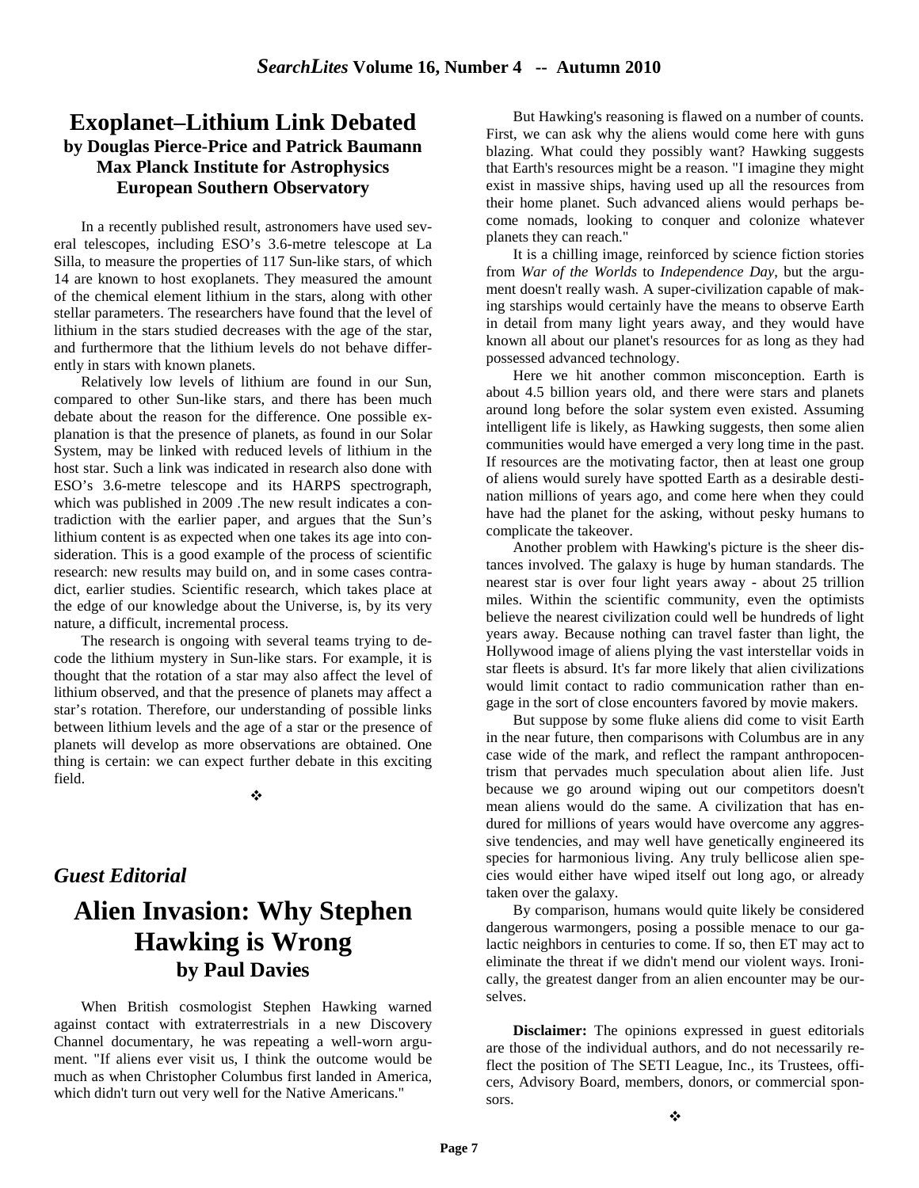## Exoplanet–Lithium Link Debated

**by Douglas Pierce-Price and Patrick Baumann**
**Max Planck Institute for Astrophysics**
**European Southern Observatory**

In a recently published result, astronomers have used several telescopes, including ESO's 3.6-metre telescope at La Silla, to measure the properties of 117 Sun-like stars, of which 14 are known to host exoplanets. They measured the amount of the chemical element lithium in the stars, along with other stellar parameters. The researchers have found that the level of lithium in the stars studied decreases with the age of the star, and furthermore that the lithium levels do not behave differently in stars with known planets.

Relatively low levels of lithium are found in our Sun, compared to other Sun-like stars, and there has been much debate about the reason for the difference. One possible explanation is that the presence of planets, as found in our Solar System, may be linked with reduced levels of lithium in the host star. Such a link was indicated in research also done with ESO's 3.6-metre telescope and its HARPS spectrograph, which was published in 2009 .The new result indicates a contradiction with the earlier paper, and argues that the Sun's lithium content is as expected when one takes its age into consideration. This is a good example of the process of scientific research: new results may build on, and in some cases contradict, earlier studies. Scientific research, which takes place at the edge of our knowledge about the Universe, is, by its very nature, a difficult, incremental process.

The research is ongoing with several teams trying to decode the lithium mystery in Sun-like stars. For example, it is thought that the rotation of a star may also affect the level of lithium observed, and that the presence of planets may affect a star's rotation. Therefore, our understanding of possible links between lithium levels and the age of a star or the presence of planets will develop as more observations are obtained. One thing is certain: we can expect further debate in this exciting field.

❖

### *Guest Editorial*

## Alien Invasion: Why Stephen Hawking is Wrong

**by Paul Davies**

When British cosmologist Stephen Hawking warned against contact with extraterrestrials in a new Discovery Channel documentary, he was repeating a well-worn argument. "If aliens ever visit us, I think the outcome would be much as when Christopher Columbus first landed in America, which didn't turn out very well for the Native Americans."

But Hawking's reasoning is flawed on a number of counts. First, we can ask why the aliens would come here with guns blazing. What could they possibly want? Hawking suggests that Earth's resources might be a reason. "I imagine they might exist in massive ships, having used up all the resources from their home planet. Such advanced aliens would perhaps become nomads, looking to conquer and colonize whatever planets they can reach."

It is a chilling image, reinforced by science fiction stories from *War of the Worlds* to *Independence Day*, but the argument doesn't really wash. A super-civilization capable of making starships would certainly have the means to observe Earth in detail from many light years away, and they would have known all about our planet's resources for as long as they had possessed advanced technology.

Here we hit another common misconception. Earth is about 4.5 billion years old, and there were stars and planets around long before the solar system even existed. Assuming intelligent life is likely, as Hawking suggests, then some alien communities would have emerged a very long time in the past. If resources are the motivating factor, then at least one group of aliens would surely have spotted Earth as a desirable destination millions of years ago, and come here when they could have had the planet for the asking, without pesky humans to complicate the takeover.

Another problem with Hawking's picture is the sheer distances involved. The galaxy is huge by human standards. The nearest star is over four light years away - about 25 trillion miles. Within the scientific community, even the optimists believe the nearest civilization could well be hundreds of light years away. Because nothing can travel faster than light, the Hollywood image of aliens plying the vast interstellar voids in star fleets is absurd. It's far more likely that alien civilizations would limit contact to radio communication rather than engage in the sort of close encounters favored by movie makers.

But suppose by some fluke aliens did come to visit Earth in the near future, then comparisons with Columbus are in any case wide of the mark, and reflect the rampant anthropocentrism that pervades much speculation about alien life. Just because we go around wiping out our competitors doesn't mean aliens would do the same. A civilization that has endured for millions of years would have overcome any aggressive tendencies, and may well have genetically engineered its species for harmonious living. Any truly bellicose alien species would either have wiped itself out long ago, or already taken over the galaxy.

By comparison, humans would quite likely be considered dangerous warmongers, posing a possible menace to our galactic neighbors in centuries to come. If so, then ET may act to eliminate the threat if we didn't mend our violent ways. Ironically, the greatest danger from an alien encounter may be ourselves.

**Disclaimer:** The opinions expressed in guest editorials are those of the individual authors, and do not necessarily reflect the position of The SETI League, Inc., its Trustees, officers, Advisory Board, members, donors, or commercial sponsors.

❖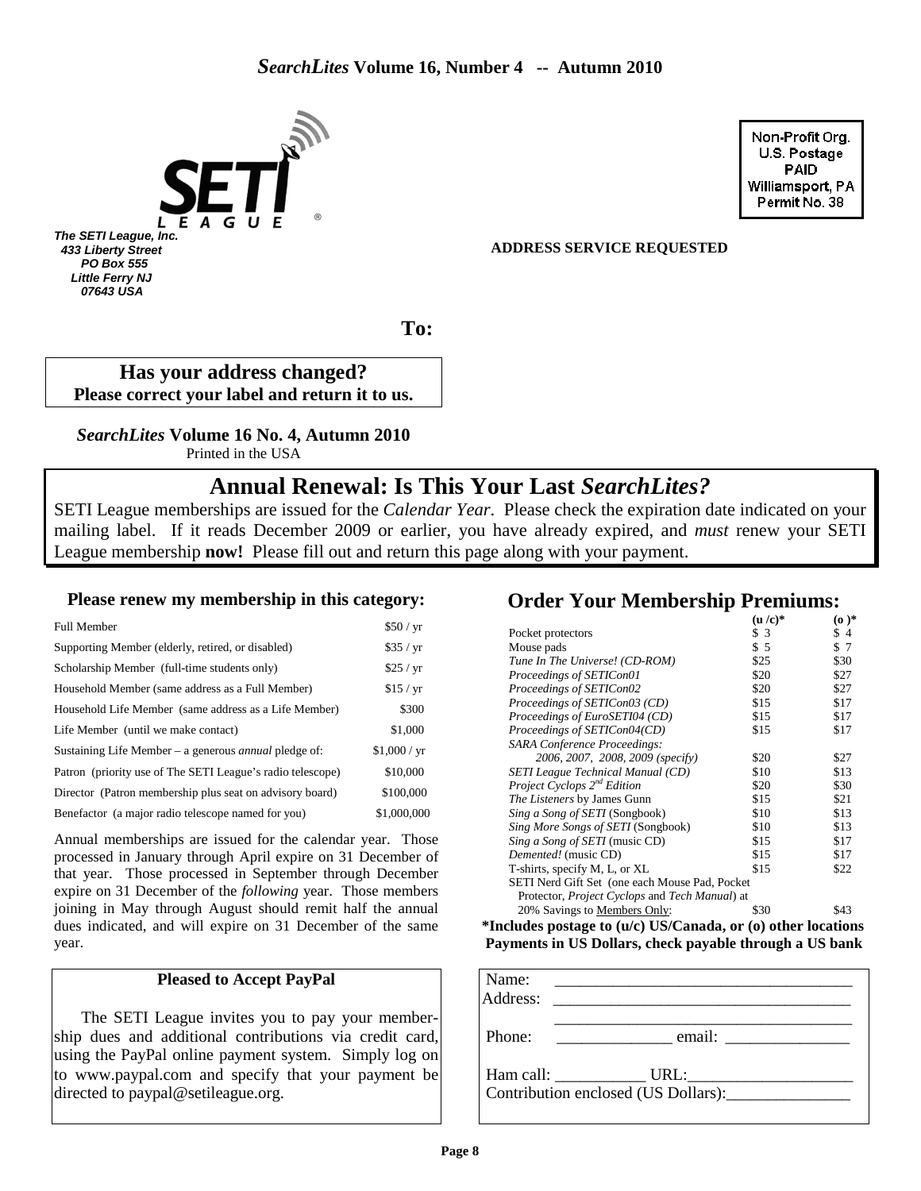# *SearchLites* Volume 16, Number 4 -- Autumn 2010

SETI LEAGUE ®

***The SETI League, Inc.***
***433 Liberty Street***
***PO Box 555***
***Little Ferry NJ***
***07643 USA***

Non-Profit Org.
U.S. Postage
PAID
Williamsport, PA
Permit No. 38

**ADDRESS SERVICE REQUESTED**

**To:**

## Has your address changed?

**Please correct your label and return it to us.**

***SearchLites*** **Volume 16 No. 4, Autumn 2010**
Printed in the USA

# Annual Renewal: Is This Your Last *SearchLites?*

SETI League memberships are issued for the *Calendar Year*. Please check the expiration date indicated on your mailing label. If it reads December 2009 or earlier, you have already expired, and *must* renew your SETI League membership **now!** Please fill out and return this page along with your payment.

### Please renew my membership in this category:

| | |
|---|---|
| Full Member | \$50 / yr |
| Supporting Member (elderly, retired, or disabled) | \$35 / yr |
| Scholarship Member (full-time students only) | \$25 / yr |
| Household Member (same address as a Full Member) | \$15 / yr |
| Household Life Member (same address as a Life Member) | \$300 |
| Life Member (until we make contact) | \$1,000 |
| Sustaining Life Member – a generous *annual* pledge of: | \$1,000 / yr |
| Patron (priority use of The SETI League's radio telescope) | \$10,000 |
| Director (Patron membership plus seat on advisory board) | \$100,000 |
| Benefactor (a major radio telescope named for you) | \$1,000,000 |

Annual memberships are issued for the calendar year. Those processed in January through April expire on 31 December of that year. Those processed in September through December expire on 31 December of the *following* year. Those members joining in May through August should remit half the annual dues indicated, and will expire on 31 December of the same year.

### Pleased to Accept PayPal

The SETI League invites you to pay your membership dues and additional contributions via credit card, using the PayPal online payment system. Simply log on to www.paypal.com and specify that your payment be directed to paypal@setileague.org.

## Order Your Membership Premiums:

| | (u /c)* | (o )* |
|---|---|---|
| Pocket protectors | \$ 3 | \$ 4 |
| Mouse pads | \$ 5 | \$ 7 |
| *Tune In The Universe!* (CD-ROM) | \$25 | \$30 |
| *Proceedings of SETICon01* | \$20 | \$27 |
| *Proceedings of SETICon02* | \$20 | \$27 |
| *Proceedings of SETICon03 (CD)* | \$15 | \$17 |
| *Proceedings of EuroSETI04 (CD)* | \$15 | \$17 |
| *Proceedings of SETICon04(CD)* | \$15 | \$17 |
| *SARA Conference Proceedings: 2006, 2007, 2008, 2009 (specify)* | \$20 | \$27 |
| *SETI League Technical Manual (CD)* | \$10 | \$13 |
| *Project Cyclops 2nd Edition* | \$20 | \$30 |
| *The Listeners* by James Gunn | \$15 | \$21 |
| *Sing a Song of SETI* (Songbook) | \$10 | \$13 |
| *Sing More Songs of SETI* (Songbook) | \$10 | \$13 |
| *Sing a Song of SETI* (music CD) | \$15 | \$17 |
| *Demented!* (music CD) | \$15 | \$17 |
| T-shirts, specify M, L, or XL | \$15 | \$22 |
| SETI Nerd Gift Set (one each Mouse Pad, Pocket Protector, *Project Cyclops* and *Tech Manual*) at 20% Savings to Members Only: | \$30 | \$43 |

**\*Includes postage to (u/c) US/Canada, or (o) other locations**
**Payments in US Dollars, check payable through a US bank**

Name: ______________________________________
Address: ______________________________________
______________________________________
Phone: ______________ email: _______________

Ham call: ___________ URL:____________________
Contribution enclosed (US Dollars):_______________